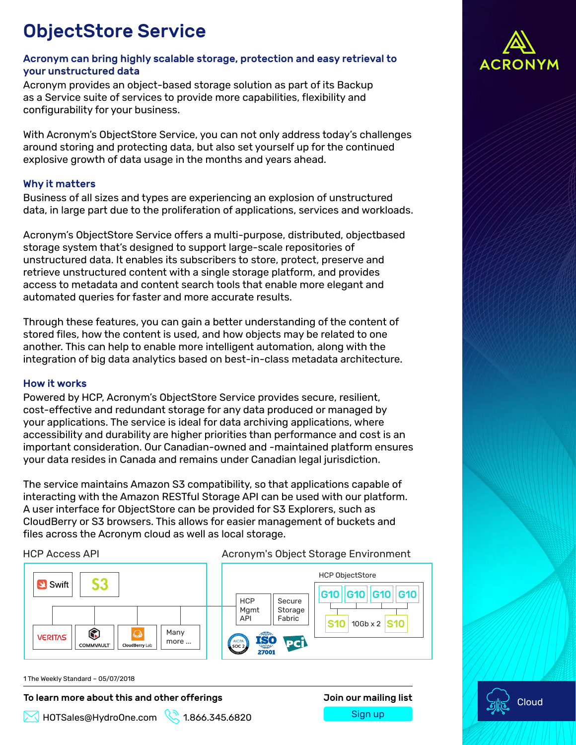# ObjectStore Service

### Acronym can bring highly scalable storage, protection and easy retrieval to your unstructured data

Acronym provides an object-based storage solution as part of its Backup as a Service suite of services to provide more capabilities, flexibility and configurability for your business.

With Acronym's ObjectStore Service, you can not only address today's challenges around storing and protecting data, but also set yourself up for the continued explosive growth of data usage in the months and years ahead.

### Why it matters

Business of all sizes and types are experiencing an explosion of unstructured data, in large part due to the proliferation of applications, services and workloads.

Acronym's ObjectStore Service offers a multi-purpose, distributed, objectbased storage system that's designed to support large-scale repositories of unstructured data. It enables its subscribers to store, protect, preserve and retrieve unstructured content with a single storage platform, and provides access to metadata and content search tools that enable more elegant and automated queries for faster and more accurate results.

Through these features, you can gain a better understanding of the content of stored files, how the content is used, and how objects may be related to one another. This can help to enable more intelligent automation, along with the integration of big data analytics based on best-in-class metadata architecture.

### How it works

Powered by HCP, Acronym's ObjectStore Service provides secure, resilient, cost-effective and redundant storage for any data produced or managed by your applications. The service is ideal for data archiving applications, where accessibility and durability are higher priorities than performance and cost is an important consideration. Our Canadian-owned and -maintained platform ensures your data resides in Canada and remains under Canadian legal jurisdiction.

The service maintains Amazon S3 compatibility, so that applications capable of interacting with the Amazon RESTful Storage API can be used with our platform. A user interface for ObjectStore can be provided for S3 Explorers, such as CloudBerry or S3 browsers. This allows for easier management of buckets and files across the Acronym cloud as well as local storage.

HCP Access API

Swift | S3

VERITAS | COMMVAULT | CloudBerry Lab | Many more ...

Acronym's Object Storage Environment

HCP Mgmt API | Secure Storage Fabric

HCP ObjectStore

G10 | G10 | G10 | G10

S10 | 10Gb x 2 | S10

AICPA SOC 2 | ISO 27001 | PCI

1 The Weekly Standard – 05/07/2018

**To learn more about this and other offerings**

HOTSales@HydroOne.com 1.866.345.6820

**Join our mailing list**

Sign up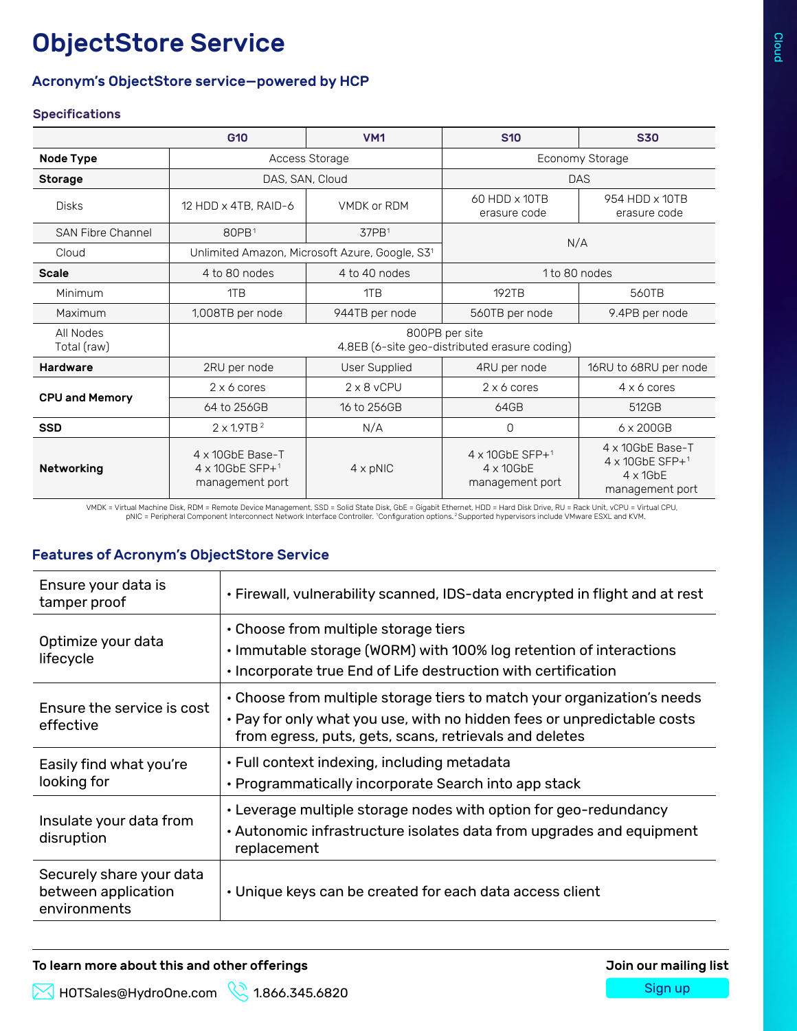# ObjectStore Service

### Acronym's ObjectStore service—powered by HCP

#### Specifications

| | G10 | VM1 | S10 | S30 |
|---|---|---|---|---|
| **Node Type** | Access Storage | | Economy Storage | |
| **Storage** | DAS, SAN, Cloud | | DAS | |
| Disks | 12 HDD x 4TB, RAID-6 | VMDK or RDM | 60 HDD x 10TB erasure code | 954 HDD x 10TB erasure code |
| SAN Fibre Channel | 80PB[1] | 37PB[1] | N/A | |
| Cloud | Unlimited Amazon, Microsoft Azure, Google, S3[1] | | | |
| **Scale** | 4 to 80 nodes | 4 to 40 nodes | 1 to 80 nodes | |
| Minimum | 1TB | 1TB | 192TB | 560TB |
| Maximum | 1,008TB per node | 944TB per node | 560TB per node | 9.4PB per node |
| All Nodes Total (raw) | 800PB per site 4.8EB (6-site geo-distributed erasure coding) | | | |
| **Hardware** | 2RU per node | User Supplied | 4RU per node | 16RU to 68RU per node |
| **CPU and Memory** | 2 x 6 cores | 2 x 8 vCPU | 2 x 6 cores | 4 x 6 cores |
| | 64 to 256GB | 16 to 256GB | 64GB | 512GB |
| **SSD** | 2 x 1.9TB[2] | N/A | 0 | 6 x 200GB |
| **Networking** | 4 x 10GbE Base-T 4 x 10GbE SFP+[1] management port | 4 x pNIC | 4 x 10GbE SFP+[1] 4 x 10GbE management port | 4 x 10GbE Base-T 4 x 10GbE SFP+[1] 4 x 1GbE management port |

VMDK = Virtual Machine Disk, RDM = Remote Device Management, SSD = Solid State Disk, GbE = Gigabit Ethernet, HDD = Hard Disk Drive, RU = Rack Unit, vCPU = Virtual CPU, pNIC = Peripheral Component Interconnect Network Interface Controller. [1]Configuration options. [2]Supported hypervisors include VMware ESXL and KVM.

### Features of Acronym's ObjectStore Service

| | |
|---|---|
| Ensure your data is tamper proof | • Firewall, vulnerability scanned, IDS-data encrypted in flight and at rest |
| Optimize your data lifecycle | • Choose from multiple storage tiers • Immutable storage (WORM) with 100% log retention of interactions • Incorporate true End of Life destruction with certification |
| Ensure the service is cost effective | • Choose from multiple storage tiers to match your organization's needs • Pay for only what you use, with no hidden fees or unpredictable costs from egress, puts, gets, scans, retrievals and deletes |
| Easily find what you're looking for | • Full context indexing, including metadata • Programmatically incorporate Search into app stack |
| Insulate your data from disruption | • Leverage multiple storage nodes with option for geo-redundancy • Autonomic infrastructure isolates data from upgrades and equipment replacement |
| Securely share your data between application environments | • Unique keys can be created for each data access client |

**To learn more about this and other offerings**

HOTSales@HydroOne.com 1.866.345.6820

**Join our mailing list**

Sign up